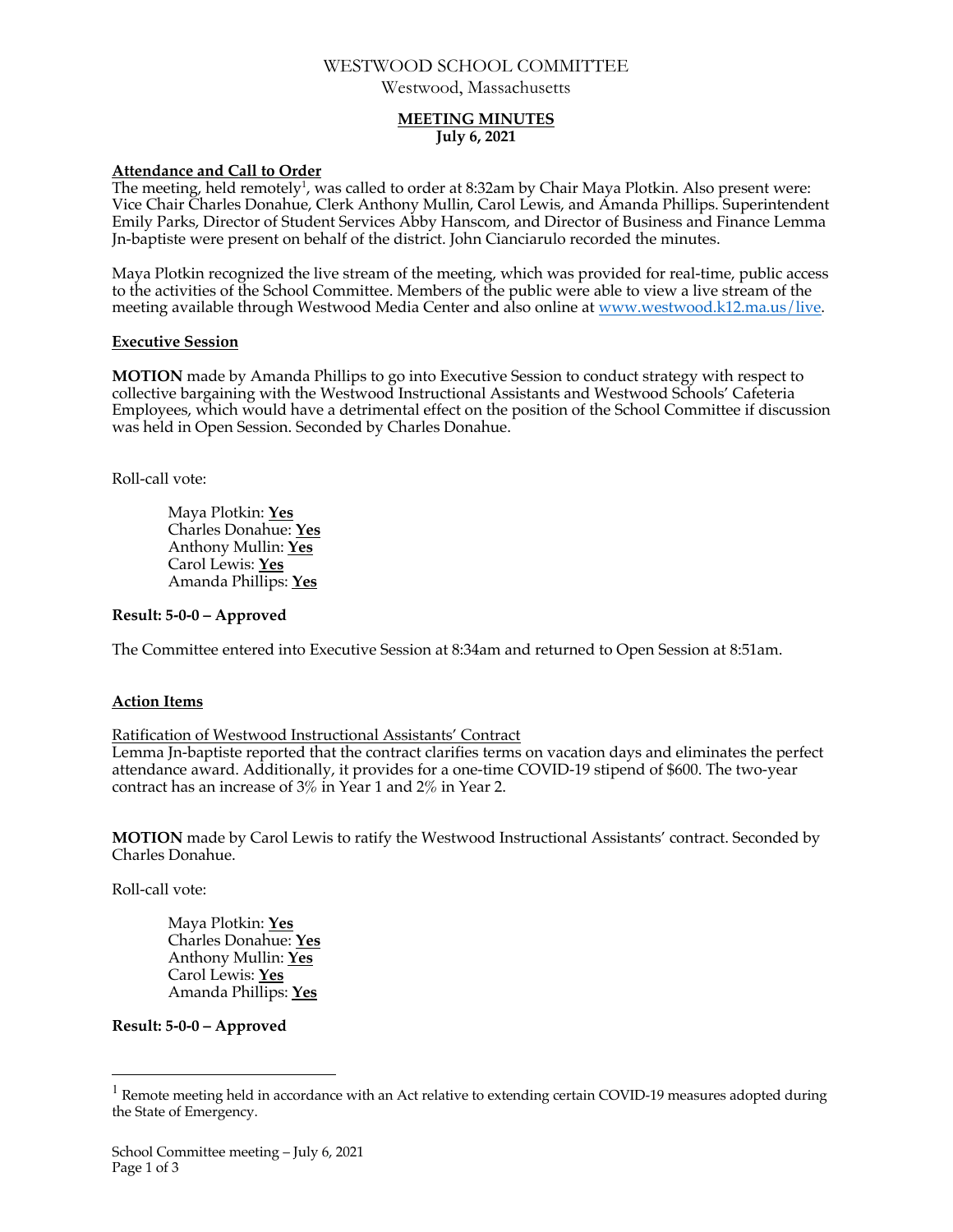# WESTWOOD SCHOOL COMMITTEE

Westwood, Massachusetts

**MEETING MINUTES**
**July 6, 2021**

## Attendance and Call to Order

The meeting, held remotely[1], was called to order at 8:32am by Chair Maya Plotkin. Also present were: Vice Chair Charles Donahue, Clerk Anthony Mullin, Carol Lewis, and Amanda Phillips. Superintendent Emily Parks, Director of Student Services Abby Hanscom, and Director of Business and Finance Lemma Jn-baptiste were present on behalf of the district. John Cianciarulo recorded the minutes.

Maya Plotkin recognized the live stream of the meeting, which was provided for real-time, public access to the activities of the School Committee. Members of the public were able to view a live stream of the meeting available through Westwood Media Center and also online at www.westwood.k12.ma.us/live.

## Executive Session

**MOTION** made by Amanda Phillips to go into Executive Session to conduct strategy with respect to collective bargaining with the Westwood Instructional Assistants and Westwood Schools' Cafeteria Employees, which would have a detrimental effect on the position of the School Committee if discussion was held in Open Session. Seconded by Charles Donahue.

Roll-call vote:

Maya Plotkin: **Yes**
Charles Donahue: **Yes**
Anthony Mullin: **Yes**
Carol Lewis: **Yes**
Amanda Phillips: **Yes**

**Result: 5-0-0 – Approved**

The Committee entered into Executive Session at 8:34am and returned to Open Session at 8:51am.

## Action Items

Ratification of Westwood Instructional Assistants' Contract

Lemma Jn-baptiste reported that the contract clarifies terms on vacation days and eliminates the perfect attendance award. Additionally, it provides for a one-time COVID-19 stipend of $600. The two-year contract has an increase of 3% in Year 1 and 2% in Year 2.

**MOTION** made by Carol Lewis to ratify the Westwood Instructional Assistants' contract. Seconded by Charles Donahue.

Roll-call vote:

Maya Plotkin: **Yes**
Charles Donahue: **Yes**
Anthony Mullin: **Yes**
Carol Lewis: **Yes**
Amanda Phillips: **Yes**

**Result: 5-0-0 – Approved**

[1] Remote meeting held in accordance with an Act relative to extending certain COVID-19 measures adopted during the State of Emergency.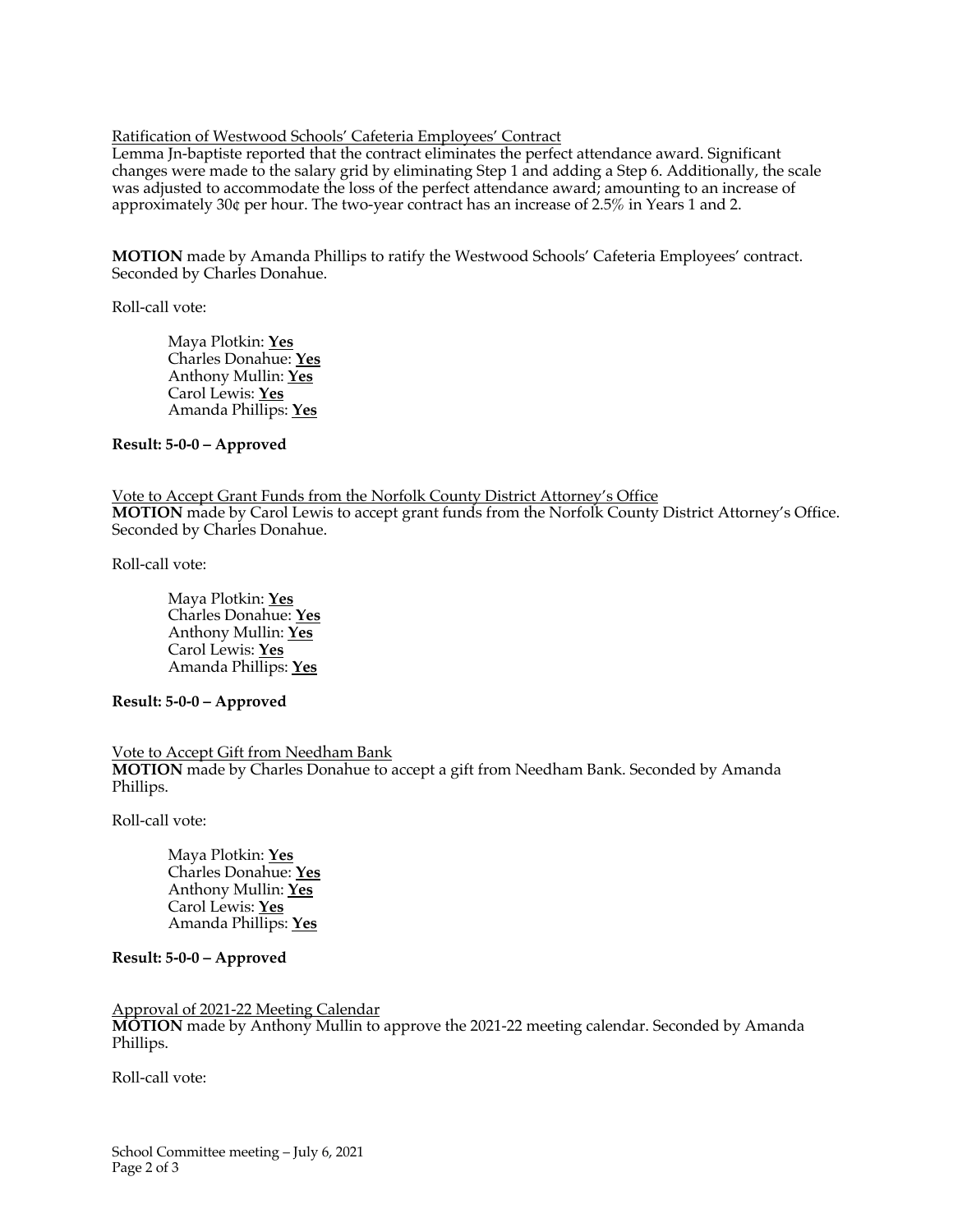Ratification of Westwood Schools' Cafeteria Employees' Contract

Lemma Jn-baptiste reported that the contract eliminates the perfect attendance award. Significant changes were made to the salary grid by eliminating Step 1 and adding a Step 6. Additionally, the scale was adjusted to accommodate the loss of the perfect attendance award; amounting to an increase of approximately 30¢ per hour. The two-year contract has an increase of 2.5% in Years 1 and 2.

**MOTION** made by Amanda Phillips to ratify the Westwood Schools' Cafeteria Employees' contract. Seconded by Charles Donahue.

Roll-call vote:

Maya Plotkin: **Yes**
Charles Donahue: **Yes**
Anthony Mullin: **Yes**
Carol Lewis: **Yes**
Amanda Phillips: **Yes**

**Result: 5-0-0 – Approved**

Vote to Accept Grant Funds from the Norfolk County District Attorney's Office

**MOTION** made by Carol Lewis to accept grant funds from the Norfolk County District Attorney's Office. Seconded by Charles Donahue.

Roll-call vote:

Maya Plotkin: **Yes**
Charles Donahue: **Yes**
Anthony Mullin: **Yes**
Carol Lewis: **Yes**
Amanda Phillips: **Yes**

**Result: 5-0-0 – Approved**

Vote to Accept Gift from Needham Bank

**MOTION** made by Charles Donahue to accept a gift from Needham Bank. Seconded by Amanda Phillips.

Roll-call vote:

Maya Plotkin: **Yes**
Charles Donahue: **Yes**
Anthony Mullin: **Yes**
Carol Lewis: **Yes**
Amanda Phillips: **Yes**

**Result: 5-0-0 – Approved**

Approval of 2021-22 Meeting Calendar

**MOTION** made by Anthony Mullin to approve the 2021-22 meeting calendar. Seconded by Amanda Phillips.

Roll-call vote: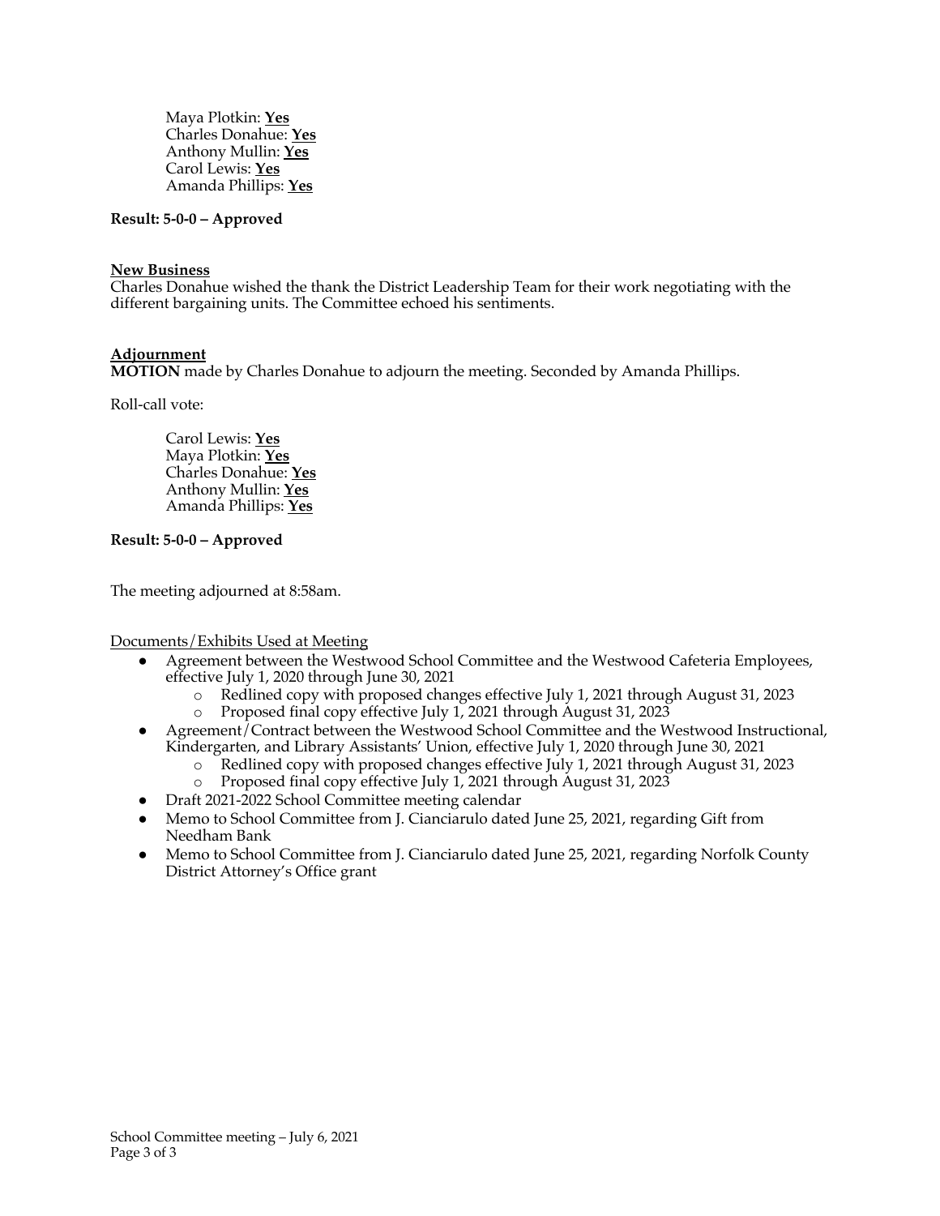Maya Plotkin: **Yes**
Charles Donahue: **Yes**
Anthony Mullin: **Yes**
Carol Lewis: **Yes**
Amanda Phillips: **Yes**

**Result: 5-0-0 – Approved**

**New Business**

Charles Donahue wished the thank the District Leadership Team for their work negotiating with the different bargaining units. The Committee echoed his sentiments.

**Adjournment**

**MOTION** made by Charles Donahue to adjourn the meeting. Seconded by Amanda Phillips.

Roll-call vote:

Carol Lewis: **Yes**
Maya Plotkin: **Yes**
Charles Donahue: **Yes**
Anthony Mullin: **Yes**
Amanda Phillips: **Yes**

**Result: 5-0-0 – Approved**

The meeting adjourned at 8:58am.

Documents/Exhibits Used at Meeting

- Agreement between the Westwood School Committee and the Westwood Cafeteria Employees, effective July 1, 2020 through June 30, 2021
    - Redlined copy with proposed changes effective July 1, 2021 through August 31, 2023
    - Proposed final copy effective July 1, 2021 through August 31, 2023
- Agreement/Contract between the Westwood School Committee and the Westwood Instructional, Kindergarten, and Library Assistants' Union, effective July 1, 2020 through June 30, 2021
    - Redlined copy with proposed changes effective July 1, 2021 through August 31, 2023
    - Proposed final copy effective July 1, 2021 through August 31, 2023
- Draft 2021-2022 School Committee meeting calendar
- Memo to School Committee from J. Cianciarulo dated June 25, 2021, regarding Gift from Needham Bank
- Memo to School Committee from J. Cianciarulo dated June 25, 2021, regarding Norfolk County District Attorney's Office grant